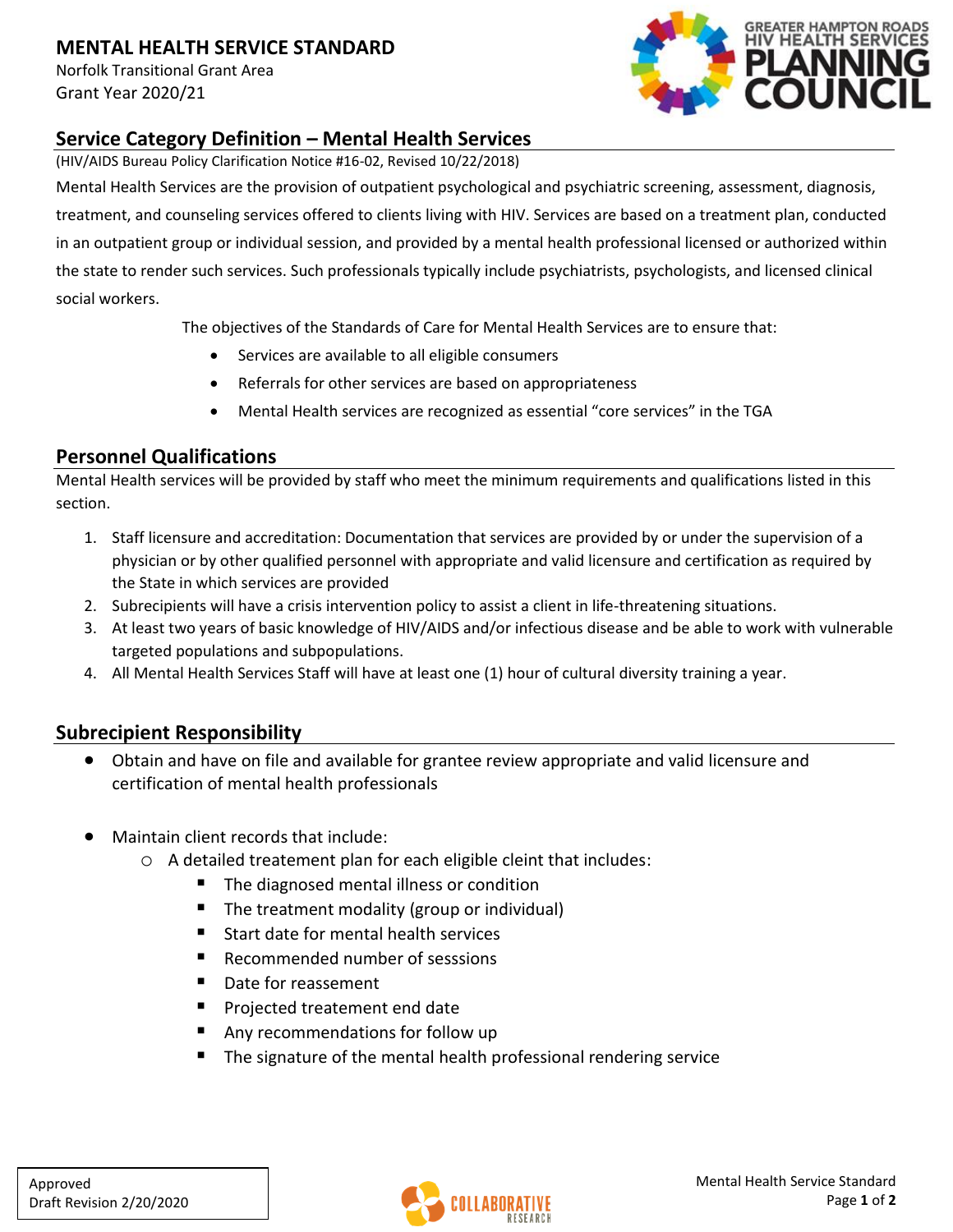# MENTAL HEALTH SERVICE STANDARD

Norfolk Transitional Grant Area
Grant Year 2020/21

## Service Category Definition – Mental Health Services

(HIV/AIDS Bureau Policy Clarification Notice #16-02, Revised 10/22/2018)

Mental Health Services are the provision of outpatient psychological and psychiatric screening, assessment, diagnosis, treatment, and counseling services offered to clients living with HIV. Services are based on a treatment plan, conducted in an outpatient group or individual session, and provided by a mental health professional licensed or authorized within the state to render such services. Such professionals typically include psychiatrists, psychologists, and licensed clinical social workers.

The objectives of the Standards of Care for Mental Health Services are to ensure that:

- Services are available to all eligible consumers
- Referrals for other services are based on appropriateness
- Mental Health services are recognized as essential "core services" in the TGA

## Personnel Qualifications

Mental Health services will be provided by staff who meet the minimum requirements and qualifications listed in this section.

1. Staff licensure and accreditation: Documentation that services are provided by or under the supervision of a physician or by other qualified personnel with appropriate and valid licensure and certification as required by the State in which services are provided
2. Subrecipients will have a crisis intervention policy to assist a client in life-threatening situations.
3. At least two years of basic knowledge of HIV/AIDS and/or infectious disease and be able to work with vulnerable targeted populations and subpopulations.
4. All Mental Health Services Staff will have at least one (1) hour of cultural diversity training a year.

## Subrecipient Responsibility

- Obtain and have on file and available for grantee review appropriate and valid licensure and certification of mental health professionals

- Maintain client records that include:
  - A detailed treatement plan for each eligible cleint that includes:
    - The diagnosed mental illness or condition
    - The treatment modality (group or individual)
    - Start date for mental health services
    - Recommended number of sesssions
    - Date for reassement
    - Projected treatement end date
    - Any recommendations for follow up
    - The signature of the mental health professional rendering service

Approved
Draft Revision 2/20/2020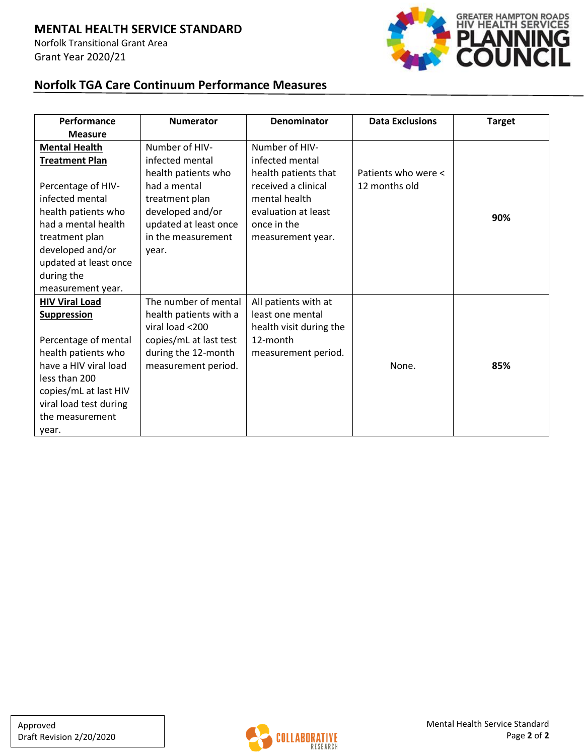# MENTAL HEALTH SERVICE STANDARD

Norfolk Transitional Grant Area
Grant Year 2020/21

## Norfolk TGA Care Continuum Performance Measures

| Performance Measure | Numerator | Denominator | Data Exclusions | Target |
|---|---|---|---|---|
| **Mental Health Treatment Plan**<br><br>Percentage of HIV-infected mental health patients who had a mental health treatment plan developed and/or updated at least once during the measurement year. | Number of HIV-infected mental health patients who had a mental treatment plan developed and/or updated at least once in the measurement year. | Number of HIV-infected mental health patients that received a clinical mental health evaluation at least once in the measurement year. | Patients who were < 12 months old | **90%** |
| **HIV Viral Load Suppression**<br><br>Percentage of mental health patients who have a HIV viral load less than 200 copies/mL at last HIV viral load test during the measurement year. | The number of mental health patients with a viral load <200 copies/mL at last test during the 12-month measurement period. | All patients with at least one mental health visit during the 12-month measurement period. | None. | **85%** |

Approved
Draft Revision 2/20/2020